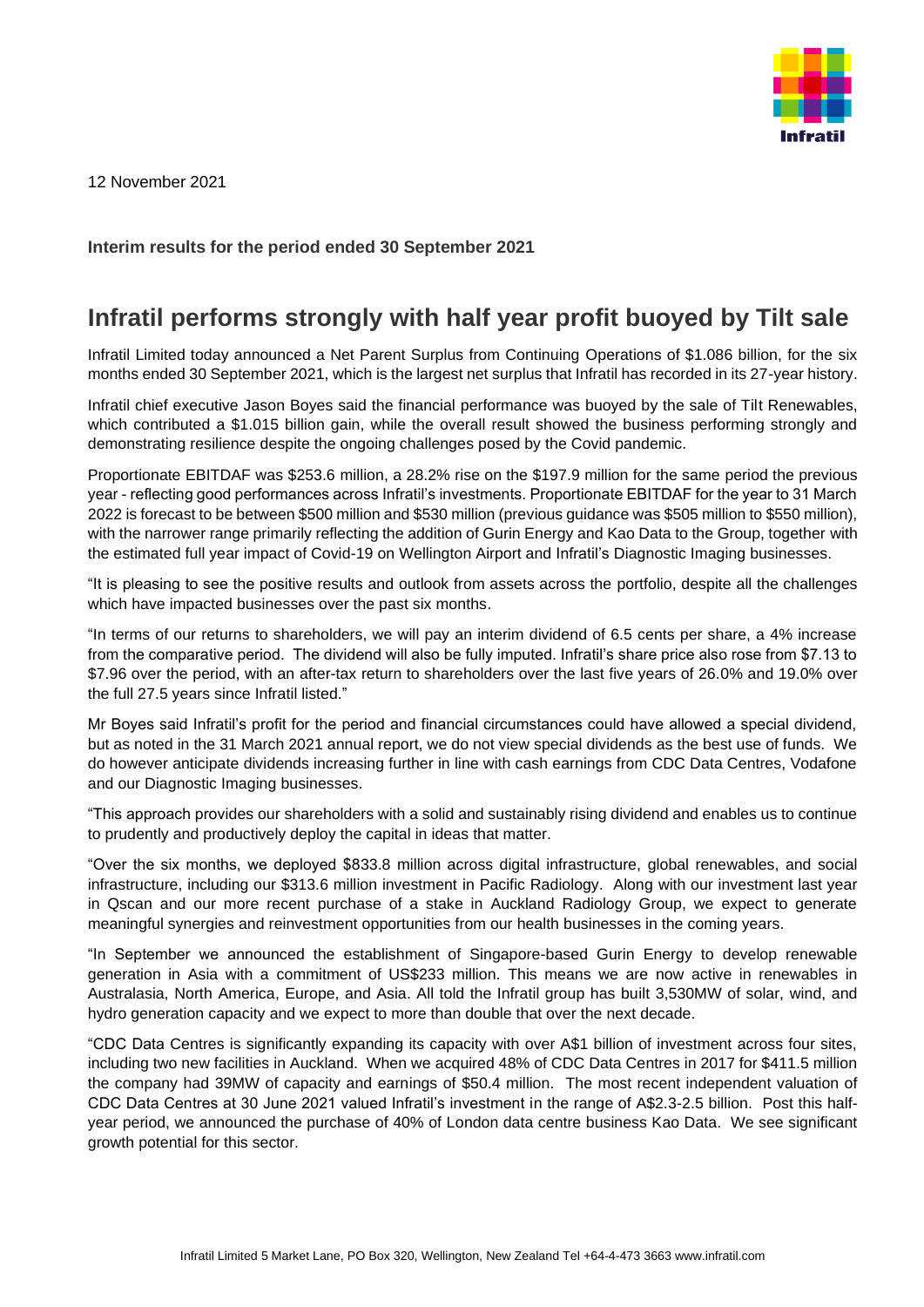12 November 2021

**Interim results for the period ended 30 September 2021**

# Infratil performs strongly with half year profit buoyed by Tilt sale

Infratil Limited today announced a Net Parent Surplus from Continuing Operations of $1.086 billion, for the six months ended 30 September 2021, which is the largest net surplus that Infratil has recorded in its 27-year history.

Infratil chief executive Jason Boyes said the financial performance was buoyed by the sale of Tilt Renewables, which contributed a $1.015 billion gain, while the overall result showed the business performing strongly and demonstrating resilience despite the ongoing challenges posed by the Covid pandemic.

Proportionate EBITDAF was $253.6 million, a 28.2% rise on the $197.9 million for the same period the previous year - reflecting good performances across Infratil's investments. Proportionate EBITDAF for the year to 31 March 2022 is forecast to be between $500 million and $530 million (previous guidance was $505 million to $550 million), with the narrower range primarily reflecting the addition of Gurin Energy and Kao Data to the Group, together with the estimated full year impact of Covid-19 on Wellington Airport and Infratil's Diagnostic Imaging businesses.

"It is pleasing to see the positive results and outlook from assets across the portfolio, despite all the challenges which have impacted businesses over the past six months.

"In terms of our returns to shareholders, we will pay an interim dividend of 6.5 cents per share, a 4% increase from the comparative period. The dividend will also be fully imputed. Infratil's share price also rose from $7.13 to $7.96 over the period, with an after-tax return to shareholders over the last five years of 26.0% and 19.0% over the full 27.5 years since Infratil listed."

Mr Boyes said Infratil's profit for the period and financial circumstances could have allowed a special dividend, but as noted in the 31 March 2021 annual report, we do not view special dividends as the best use of funds. We do however anticipate dividends increasing further in line with cash earnings from CDC Data Centres, Vodafone and our Diagnostic Imaging businesses.

"This approach provides our shareholders with a solid and sustainably rising dividend and enables us to continue to prudently and productively deploy the capital in ideas that matter.

"Over the six months, we deployed $833.8 million across digital infrastructure, global renewables, and social infrastructure, including our $313.6 million investment in Pacific Radiology. Along with our investment last year in Qscan and our more recent purchase of a stake in Auckland Radiology Group, we expect to generate meaningful synergies and reinvestment opportunities from our health businesses in the coming years.

"In September we announced the establishment of Singapore-based Gurin Energy to develop renewable generation in Asia with a commitment of US$233 million. This means we are now active in renewables in Australasia, North America, Europe, and Asia. All told the Infratil group has built 3,530MW of solar, wind, and hydro generation capacity and we expect to more than double that over the next decade.

"CDC Data Centres is significantly expanding its capacity with over A$1 billion of investment across four sites, including two new facilities in Auckland. When we acquired 48% of CDC Data Centres in 2017 for $411.5 million the company had 39MW of capacity and earnings of $50.4 million. The most recent independent valuation of CDC Data Centres at 30 June 2021 valued Infratil's investment in the range of A$2.3-2.5 billion. Post this half-year period, we announced the purchase of 40% of London data centre business Kao Data. We see significant growth potential for this sector.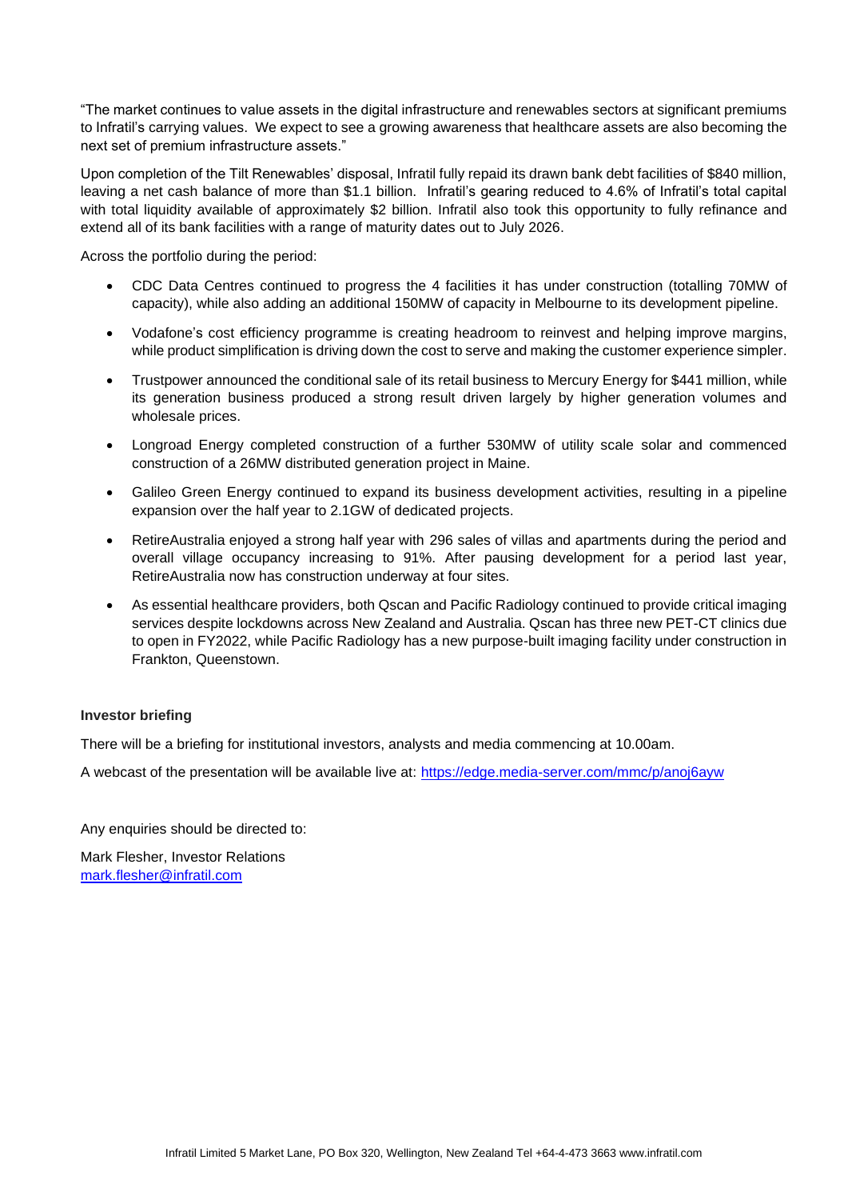"The market continues to value assets in the digital infrastructure and renewables sectors at significant premiums to Infratil's carrying values. We expect to see a growing awareness that healthcare assets are also becoming the next set of premium infrastructure assets."

Upon completion of the Tilt Renewables' disposal, Infratil fully repaid its drawn bank debt facilities of $840 million, leaving a net cash balance of more than $1.1 billion. Infratil's gearing reduced to 4.6% of Infratil's total capital with total liquidity available of approximately $2 billion. Infratil also took this opportunity to fully refinance and extend all of its bank facilities with a range of maturity dates out to July 2026.

Across the portfolio during the period:

- CDC Data Centres continued to progress the 4 facilities it has under construction (totalling 70MW of capacity), while also adding an additional 150MW of capacity in Melbourne to its development pipeline.
- Vodafone's cost efficiency programme is creating headroom to reinvest and helping improve margins, while product simplification is driving down the cost to serve and making the customer experience simpler.
- Trustpower announced the conditional sale of its retail business to Mercury Energy for $441 million, while its generation business produced a strong result driven largely by higher generation volumes and wholesale prices.
- Longroad Energy completed construction of a further 530MW of utility scale solar and commenced construction of a 26MW distributed generation project in Maine.
- Galileo Green Energy continued to expand its business development activities, resulting in a pipeline expansion over the half year to 2.1GW of dedicated projects.
- RetireAustralia enjoyed a strong half year with 296 sales of villas and apartments during the period and overall village occupancy increasing to 91%. After pausing development for a period last year, RetireAustralia now has construction underway at four sites.
- As essential healthcare providers, both Qscan and Pacific Radiology continued to provide critical imaging services despite lockdowns across New Zealand and Australia. Qscan has three new PET-CT clinics due to open in FY2022, while Pacific Radiology has a new purpose-built imaging facility under construction in Frankton, Queenstown.

**Investor briefing**

There will be a briefing for institutional investors, analysts and media commencing at 10.00am.

A webcast of the presentation will be available live at: https://edge.media-server.com/mmc/p/anoj6ayw

Any enquiries should be directed to:

Mark Flesher, Investor Relations
mark.flesher@infratil.com

Infratil Limited 5 Market Lane, PO Box 320, Wellington, New Zealand Tel +64-4-473 3663 www.infratil.com